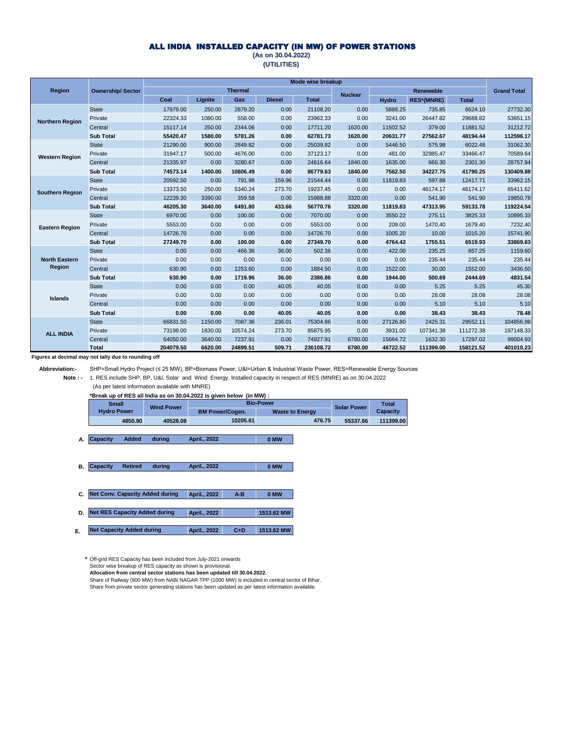# ALL INDIA INSTALLED CAPACITY (IN MW) OF POWER STATIONS

**(As on 30.04.2022)**

**(UTILITIES)**

| Region | Ownership/ Sector | Mode wise breakup | | | | | | | | | Grand Total |
|---|---|---|---|---|---|---|---|---|---|---|---|
| | | Thermal | | | | | Nuclear | Renewable | | | |
| | | Coal | Lignite | Gas | Diesel | Total | | Hydro | RES*(MNRE) | Total | |
| Northern Region | State | 17979.00 | 250.00 | 2879.20 | 0.00 | 21108.20 | 0.00 | 5888.25 | 735.85 | 6624.10 | 27732.30 |
| | Private | 22324.33 | 1080.00 | 558.00 | 0.00 | 23962.33 | 0.00 | 3241.00 | 26447.82 | 29688.82 | 53651.15 |
| | Central | 15117.14 | 250.00 | 2344.06 | 0.00 | 17711.20 | 1620.00 | 11502.52 | 379.00 | 11881.52 | 31212.72 |
| | **Sub Total** | **55420.47** | **1580.00** | **5781.26** | **0.00** | **62781.73** | **1620.00** | **20631.77** | **27562.67** | **48194.44** | **112596.17** |
| Western Region | State | 21290.00 | 900.00 | 2849.82 | 0.00 | 25039.82 | 0.00 | 5446.50 | 575.98 | 6022.48 | 31062.30 |
| | Private | 31947.17 | 500.00 | 4676.00 | 0.00 | 37123.17 | 0.00 | 481.00 | 32985.47 | 33466.47 | 70589.64 |
| | Central | 21335.97 | 0.00 | 3280.67 | 0.00 | 24616.64 | 1840.00 | 1635.00 | 666.30 | 2301.30 | 28757.94 |
| | **Sub Total** | **74573.14** | **1400.00** | **10806.49** | **0.00** | **86779.63** | **1840.00** | **7562.50** | **34227.75** | **41790.25** | **130409.88** |
| Southern Region | State | 20592.50 | 0.00 | 791.98 | 159.96 | 21544.44 | 0.00 | 11819.83 | 597.88 | 12417.71 | 33962.15 |
| | Private | 13373.50 | 250.00 | 5340.24 | 273.70 | 19237.45 | 0.00 | 0.00 | 46174.17 | 46174.17 | 65411.62 |
| | Central | 12239.30 | 3390.00 | 359.58 | 0.00 | 15988.88 | 3320.00 | 0.00 | 541.90 | 541.90 | 19850.78 |
| | **Sub Total** | **46205.30** | **3640.00** | **6491.80** | **433.66** | **56770.76** | **3320.00** | **11819.83** | **47313.95** | **59133.78** | **119224.54** |
| Eastern Region | State | 6970.00 | 0.00 | 100.00 | 0.00 | 7070.00 | 0.00 | 3550.22 | 275.11 | 3825.33 | 10895.33 |
| | Private | 5553.00 | 0.00 | 0.00 | 0.00 | 5553.00 | 0.00 | 209.00 | 1470.40 | 1679.40 | 7232.40 |
| | Central | 14726.70 | 0.00 | 0.00 | 0.00 | 14726.70 | 0.00 | 1005.20 | 10.00 | 1015.20 | 15741.90 |
| | **Sub Total** | **27249.70** | **0.00** | **100.00** | **0.00** | **27349.70** | **0.00** | **4764.42** | **1755.51** | **6519.93** | **33869.63** |
| North Eastern Region | State | 0.00 | 0.00 | 466.36 | 36.00 | 502.36 | 0.00 | 422.00 | 235.25 | 657.25 | 1159.60 |
| | Private | 0.00 | 0.00 | 0.00 | 0.00 | 0.00 | 0.00 | 0.00 | 235.44 | 235.44 | 235.44 |
| | Central | 630.90 | 0.00 | 1253.60 | 0.00 | 1884.50 | 0.00 | 1522.00 | 30.00 | 1552.00 | 3436.50 |
| | **Sub Total** | **630.90** | **0.00** | **1719.96** | **36.00** | **2386.86** | **0.00** | **1944.00** | **500.69** | **2444.69** | **4831.54** |
| Islands | State | 0.00 | 0.00 | 0.00 | 40.05 | 40.05 | 0.00 | 0.00 | 5.25 | 5.25 | 45.30 |
| | Private | 0.00 | 0.00 | 0.00 | 0.00 | 0.00 | 0.00 | 0.00 | 28.08 | 28.08 | 28.08 |
| | Central | 0.00 | 0.00 | 0.00 | 0.00 | 0.00 | 0.00 | 0.00 | 5.10 | 5.10 | 5.10 |
| | **Sub Total** | **0.00** | **0.00** | **0.00** | **40.05** | **40.05** | **0.00** | **0.00** | **38.43** | **38.43** | **78.48** |
| ALL INDIA | State | 66831.50 | 1150.00 | 7087.36 | 236.01 | 75304.86 | 0.00 | 27126.80 | 2425.31 | 29552.11 | 104856.98 |
| | Private | 73198.00 | 1830.00 | 10574.24 | 273.70 | 85875.95 | 0.00 | 3931.00 | 107341.38 | 111272.38 | 197148.33 |
| | Central | 64050.00 | 3640.00 | 7237.91 | 0.00 | 74927.91 | 6780.00 | 15664.72 | 1632.30 | 17297.02 | 99004.93 |
| | **Total** | **204079.50** | **6620.00** | **24899.51** | **509.71** | **236108.72** | **6780.00** | **46722.52** | **111399.00** | **158121.52** | **401010.23** |

**Figures at decimal may not tally due to rounding off**

**Abbreviation:-** SHP=Small Hydro Project (≤ 25 MW), BP=Biomass Power, U&I=Urban & Industrial Waste Power, RES=Renewable Energy Sources

**Note : -** 1. RES include SHP, BP, U&I, Solar and Wind Energy. Installed capacity in respect of RES (MNRE) as on 30.04.2022 (As per latest information available with MNRE)

**\*Break up of RES all India as on 30.04.2022 is given below (in MW) :**

| Small Hydro Power | Wind Power | Bio-Power | | Solar Power | Total Capacity |
|---|---|---|---|---|---|
| | | BM Power/Cogen. | Waste to Energy | | |
| 4850.90 | 40528.08 | 10205.61 | 476.75 | 55337.66 | 111399.00 |

| | | | | |
|---|---|---|---|---|
| A. | Capacity Added during | April., 2022 | | 0 MW |
| B. | Capacity Retired during | April., 2022 | | 0 MW |
| C. | Net Conv. Capacity Added during | April., 2022 | A-B | 0 MW |
| D. | Net RES Capacity Added during | April., 2022 | | 1513.62 MW |
| E. | Net Capacity Added during | April., 2022 | C+D | 1513.62 MW |

\* Off-grid RES Capacity has been included from July-2021 onwards
Sector wise breakup of RES capacity as shown is provisional.
**Allocation from central sector stations has been updated till 30.04.2022.**
Share of Railway (900 MW) from NABI NAGAR TPP (1000 MW) is included in central sector of Bihar.
Share from private sector generating stations has been updated as per latest information available.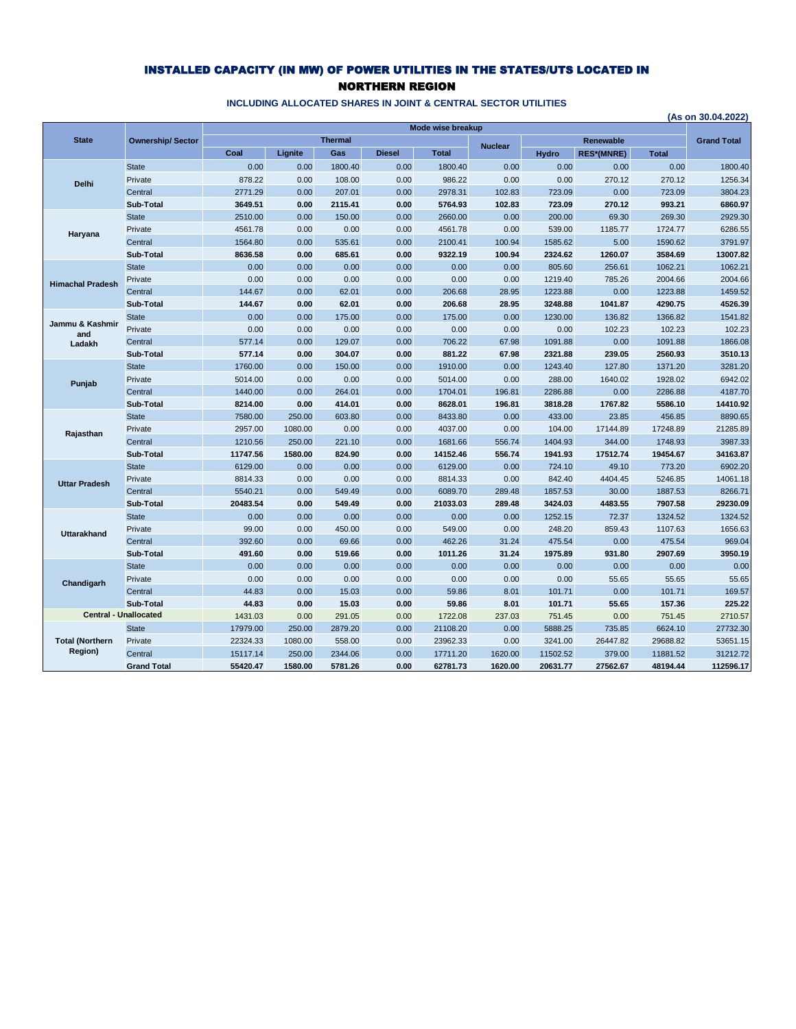# INSTALLED CAPACITY (IN MW) OF POWER UTILITIES IN THE STATES/UTS LOCATED IN NORTHERN REGION

### INCLUDING ALLOCATED SHARES IN JOINT & CENTRAL SECTOR UTILITIES

**(As on 30.04.2022)**

| State | Ownership/ Sector | Mode wise breakup | | | | | | | | | Grand Total |
|---|---|---|---|---|---|---|---|---|---|---|---|
| | | Thermal | | | | | Nuclear | Renewable | | | |
| | | Coal | Lignite | Gas | Diesel | Total | | Hydro | RES*(MNRE) | Total | |
| Delhi | State | 0.00 | 0.00 | 1800.40 | 0.00 | 1800.40 | 0.00 | 0.00 | 0.00 | 0.00 | 1800.40 |
| | Private | 878.22 | 0.00 | 108.00 | 0.00 | 986.22 | 0.00 | 0.00 | 270.12 | 270.12 | 1256.34 |
| | Central | 2771.29 | 0.00 | 207.01 | 0.00 | 2978.31 | 102.83 | 723.09 | 0.00 | 723.09 | 3804.23 |
| | **Sub-Total** | **3649.51** | **0.00** | **2115.41** | **0.00** | **5764.93** | **102.83** | **723.09** | **270.12** | **993.21** | **6860.97** |
| Haryana | State | 2510.00 | 0.00 | 150.00 | 0.00 | 2660.00 | 0.00 | 200.00 | 69.30 | 269.30 | 2929.30 |
| | Private | 4561.78 | 0.00 | 0.00 | 0.00 | 4561.78 | 0.00 | 539.00 | 1185.77 | 1724.77 | 6286.55 |
| | Central | 1564.80 | 0.00 | 535.61 | 0.00 | 2100.41 | 100.94 | 1585.62 | 5.00 | 1590.62 | 3791.97 |
| | **Sub-Total** | **8636.58** | **0.00** | **685.61** | **0.00** | **9322.19** | **100.94** | **2324.62** | **1260.07** | **3584.69** | **13007.82** |
| Himachal Pradesh | State | 0.00 | 0.00 | 0.00 | 0.00 | 0.00 | 0.00 | 805.60 | 256.61 | 1062.21 | 1062.21 |
| | Private | 0.00 | 0.00 | 0.00 | 0.00 | 0.00 | 0.00 | 1219.40 | 785.26 | 2004.66 | 2004.66 |
| | Central | 144.67 | 0.00 | 62.01 | 0.00 | 206.68 | 28.95 | 1223.88 | 0.00 | 1223.88 | 1459.52 |
| | **Sub-Total** | **144.67** | **0.00** | **62.01** | **0.00** | **206.68** | **28.95** | **3248.88** | **1041.87** | **4290.75** | **4526.39** |
| Jammu & Kashmir and Ladakh | State | 0.00 | 0.00 | 175.00 | 0.00 | 175.00 | 0.00 | 1230.00 | 136.82 | 1366.82 | 1541.82 |
| | Private | 0.00 | 0.00 | 0.00 | 0.00 | 0.00 | 0.00 | 0.00 | 102.23 | 102.23 | 102.23 |
| | Central | 577.14 | 0.00 | 129.07 | 0.00 | 706.22 | 67.98 | 1091.88 | 0.00 | 1091.88 | 1866.08 |
| | **Sub-Total** | **577.14** | **0.00** | **304.07** | **0.00** | **881.22** | **67.98** | **2321.88** | **239.05** | **2560.93** | **3510.13** |
| Punjab | State | 1760.00 | 0.00 | 150.00 | 0.00 | 1910.00 | 0.00 | 1243.40 | 127.80 | 1371.20 | 3281.20 |
| | Private | 5014.00 | 0.00 | 0.00 | 0.00 | 5014.00 | 0.00 | 288.00 | 1640.02 | 1928.02 | 6942.02 |
| | Central | 1440.00 | 0.00 | 264.01 | 0.00 | 1704.01 | 196.81 | 2286.88 | 0.00 | 2286.88 | 4187.70 |
| | **Sub-Total** | **8214.00** | **0.00** | **414.01** | **0.00** | **8628.01** | **196.81** | **3818.28** | **1767.82** | **5586.10** | **14410.92** |
| Rajasthan | State | 7580.00 | 250.00 | 603.80 | 0.00 | 8433.80 | 0.00 | 433.00 | 23.85 | 456.85 | 8890.65 |
| | Private | 2957.00 | 1080.00 | 0.00 | 0.00 | 4037.00 | 0.00 | 104.00 | 17144.89 | 17248.89 | 21285.89 |
| | Central | 1210.56 | 250.00 | 221.10 | 0.00 | 1681.66 | 556.74 | 1404.93 | 344.00 | 1748.93 | 3987.33 |
| | **Sub-Total** | **11747.56** | **1580.00** | **824.90** | **0.00** | **14152.46** | **556.74** | **1941.93** | **17512.74** | **19454.67** | **34163.87** |
| Uttar Pradesh | State | 6129.00 | 0.00 | 0.00 | 0.00 | 6129.00 | 0.00 | 724.10 | 49.10 | 773.20 | 6902.20 |
| | Private | 8814.33 | 0.00 | 0.00 | 0.00 | 8814.33 | 0.00 | 842.40 | 4404.45 | 5246.85 | 14061.18 |
| | Central | 5540.21 | 0.00 | 549.49 | 0.00 | 6089.70 | 289.48 | 1857.53 | 30.00 | 1887.53 | 8266.71 |
| | **Sub-Total** | **20483.54** | **0.00** | **549.49** | **0.00** | **21033.03** | **289.48** | **3424.03** | **4483.55** | **7907.58** | **29230.09** |
| Uttarakhand | State | 0.00 | 0.00 | 0.00 | 0.00 | 0.00 | 0.00 | 1252.15 | 72.37 | 1324.52 | 1324.52 |
| | Private | 99.00 | 0.00 | 450.00 | 0.00 | 549.00 | 0.00 | 248.20 | 859.43 | 1107.63 | 1656.63 |
| | Central | 392.60 | 0.00 | 69.66 | 0.00 | 462.26 | 31.24 | 475.54 | 0.00 | 475.54 | 969.04 |
| | **Sub-Total** | **491.60** | **0.00** | **519.66** | **0.00** | **1011.26** | **31.24** | **1975.89** | **931.80** | **2907.69** | **3950.19** |
| Chandigarh | State | 0.00 | 0.00 | 0.00 | 0.00 | 0.00 | 0.00 | 0.00 | 0.00 | 0.00 | 0.00 |
| | Private | 0.00 | 0.00 | 0.00 | 0.00 | 0.00 | 0.00 | 0.00 | 55.65 | 55.65 | 55.65 |
| | Central | 44.83 | 0.00 | 15.03 | 0.00 | 59.86 | 8.01 | 101.71 | 0.00 | 101.71 | 169.57 |
| | **Sub-Total** | **44.83** | **0.00** | **15.03** | **0.00** | **59.86** | **8.01** | **101.71** | **55.65** | **157.36** | **225.22** |
| **Central - Unallocated** | | 1431.03 | 0.00 | 291.05 | 0.00 | 1722.08 | 237.03 | 751.45 | 0.00 | 751.45 | 2710.57 |
| Total (Northern Region) | State | 17979.00 | 250.00 | 2879.20 | 0.00 | 21108.20 | 0.00 | 5888.25 | 735.85 | 6624.10 | 27732.30 |
| | Private | 22324.33 | 1080.00 | 558.00 | 0.00 | 23962.33 | 0.00 | 3241.00 | 26447.82 | 29688.82 | 53651.15 |
| | Central | 15117.14 | 250.00 | 2344.06 | 0.00 | 17711.20 | 1620.00 | 11502.52 | 379.00 | 11881.52 | 31212.72 |
| | **Grand Total** | **55420.47** | **1580.00** | **5781.26** | **0.00** | **62781.73** | **1620.00** | **20631.77** | **27562.67** | **48194.44** | **112596.17** |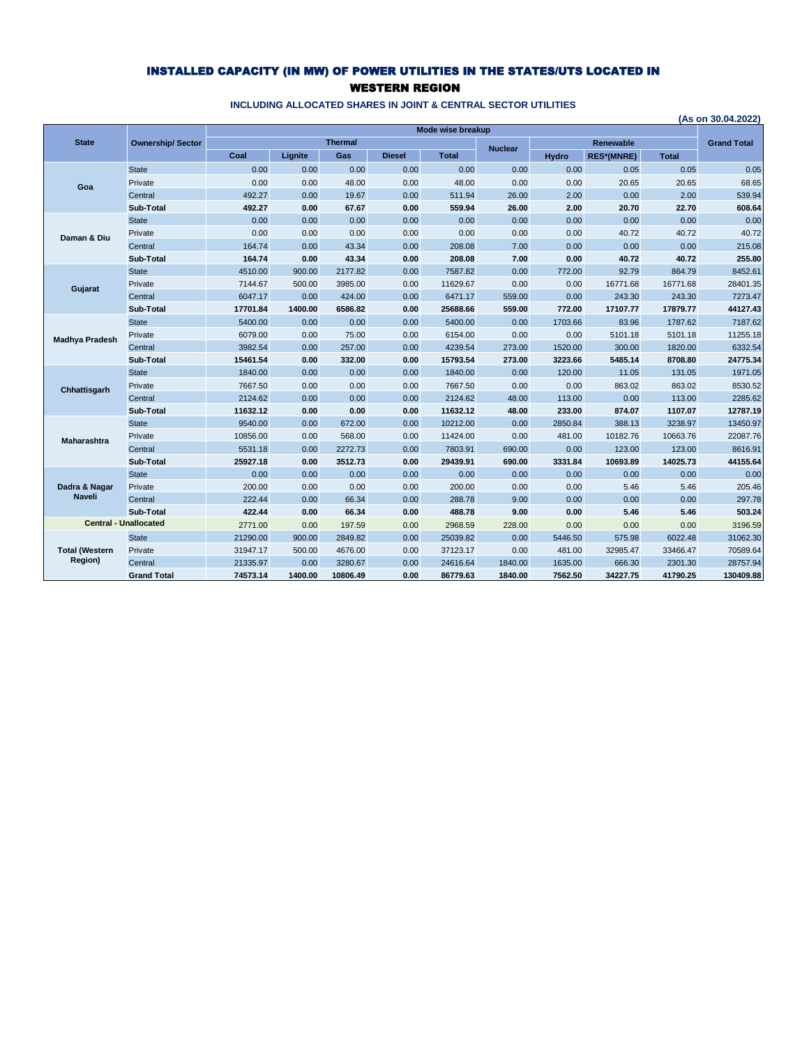# INSTALLED CAPACITY (IN MW) OF POWER UTILITIES IN THE STATES/UTS LOCATED IN WESTERN REGION

### INCLUDING ALLOCATED SHARES IN JOINT & CENTRAL SECTOR UTILITIES

**(As on 30.04.2022)**

| State | Ownership/ Sector | Mode wise breakup | | | | | | | | | Grand Total |
|---|---|---|---|---|---|---|---|---|---|---|---|
| | | Thermal | | | | | Nuclear | Renewable | | | |
| | | Coal | Lignite | Gas | Diesel | Total | | Hydro | RES*(MNRE) | Total | |
| Goa | State | 0.00 | 0.00 | 0.00 | 0.00 | 0.00 | 0.00 | 0.00 | 0.05 | 0.05 | 0.05 |
| | Private | 0.00 | 0.00 | 48.00 | 0.00 | 48.00 | 0.00 | 0.00 | 20.65 | 20.65 | 68.65 |
| | Central | 492.27 | 0.00 | 19.67 | 0.00 | 511.94 | 26.00 | 2.00 | 0.00 | 2.00 | 539.94 |
| | **Sub-Total** | **492.27** | **0.00** | **67.67** | **0.00** | **559.94** | **26.00** | **2.00** | **20.70** | **22.70** | **608.64** |
| Daman & Diu | State | 0.00 | 0.00 | 0.00 | 0.00 | 0.00 | 0.00 | 0.00 | 0.00 | 0.00 | 0.00 |
| | Private | 0.00 | 0.00 | 0.00 | 0.00 | 0.00 | 0.00 | 0.00 | 40.72 | 40.72 | 40.72 |
| | Central | 164.74 | 0.00 | 43.34 | 0.00 | 208.08 | 7.00 | 0.00 | 0.00 | 0.00 | 215.08 |
| | **Sub-Total** | **164.74** | **0.00** | **43.34** | **0.00** | **208.08** | **7.00** | **0.00** | **40.72** | **40.72** | **255.80** |
| Gujarat | State | 4510.00 | 900.00 | 2177.82 | 0.00 | 7587.82 | 0.00 | 772.00 | 92.79 | 864.79 | 8452.61 |
| | Private | 7144.67 | 500.00 | 3985.00 | 0.00 | 11629.67 | 0.00 | 0.00 | 16771.68 | 16771.68 | 28401.35 |
| | Central | 6047.17 | 0.00 | 424.00 | 0.00 | 6471.17 | 559.00 | 0.00 | 243.30 | 243.30 | 7273.47 |
| | **Sub-Total** | **17701.84** | **1400.00** | **6586.82** | **0.00** | **25688.66** | **559.00** | **772.00** | **17107.77** | **17879.77** | **44127.43** |
| Madhya Pradesh | State | 5400.00 | 0.00 | 0.00 | 0.00 | 5400.00 | 0.00 | 1703.66 | 83.96 | 1787.62 | 7187.62 |
| | Private | 6079.00 | 0.00 | 75.00 | 0.00 | 6154.00 | 0.00 | 0.00 | 5101.18 | 5101.18 | 11255.18 |
| | Central | 3982.54 | 0.00 | 257.00 | 0.00 | 4239.54 | 273.00 | 1520.00 | 300.00 | 1820.00 | 6332.54 |
| | **Sub-Total** | **15461.54** | **0.00** | **332.00** | **0.00** | **15793.54** | **273.00** | **3223.66** | **5485.14** | **8708.80** | **24775.34** |
| Chhattisgarh | State | 1840.00 | 0.00 | 0.00 | 0.00 | 1840.00 | 0.00 | 120.00 | 11.05 | 131.05 | 1971.05 |
| | Private | 7667.50 | 0.00 | 0.00 | 0.00 | 7667.50 | 0.00 | 0.00 | 863.02 | 863.02 | 8530.52 |
| | Central | 2124.62 | 0.00 | 0.00 | 0.00 | 2124.62 | 48.00 | 113.00 | 0.00 | 113.00 | 2285.62 |
| | **Sub-Total** | **11632.12** | **0.00** | **0.00** | **0.00** | **11632.12** | **48.00** | **233.00** | **874.07** | **1107.07** | **12787.19** |
| Maharashtra | State | 9540.00 | 0.00 | 672.00 | 0.00 | 10212.00 | 0.00 | 2850.84 | 388.13 | 3238.97 | 13450.97 |
| | Private | 10856.00 | 0.00 | 568.00 | 0.00 | 11424.00 | 0.00 | 481.00 | 10182.76 | 10663.76 | 22087.76 |
| | Central | 5531.18 | 0.00 | 2272.73 | 0.00 | 7803.91 | 690.00 | 0.00 | 123.00 | 123.00 | 8616.91 |
| | **Sub-Total** | **25927.18** | **0.00** | **3512.73** | **0.00** | **29439.91** | **690.00** | **3331.84** | **10693.89** | **14025.73** | **44155.64** |
| Dadra & Nagar Naveli | State | 0.00 | 0.00 | 0.00 | 0.00 | 0.00 | 0.00 | 0.00 | 0.00 | 0.00 | 0.00 |
| | Private | 200.00 | 0.00 | 0.00 | 0.00 | 200.00 | 0.00 | 0.00 | 5.46 | 5.46 | 205.46 |
| | Central | 222.44 | 0.00 | 66.34 | 0.00 | 288.78 | 9.00 | 0.00 | 0.00 | 0.00 | 297.78 |
| | **Sub-Total** | **422.44** | **0.00** | **66.34** | **0.00** | **488.78** | **9.00** | **0.00** | **5.46** | **5.46** | **503.24** |
| Central - Unallocated | | 2771.00 | 0.00 | 197.59 | 0.00 | 2968.59 | 228.00 | 0.00 | 0.00 | 0.00 | 3196.59 |
| Total (Western Region) | State | 21290.00 | 900.00 | 2849.82 | 0.00 | 25039.82 | 0.00 | 5446.50 | 575.98 | 6022.48 | 31062.30 |
| | Private | 31947.17 | 500.00 | 4676.00 | 0.00 | 37123.17 | 0.00 | 481.00 | 32985.47 | 33466.47 | 70589.64 |
| | Central | 21335.97 | 0.00 | 3280.67 | 0.00 | 24616.64 | 1840.00 | 1635.00 | 666.30 | 2301.30 | 28757.94 |
| | **Grand Total** | **74573.14** | **1400.00** | **10806.49** | **0.00** | **86779.63** | **1840.00** | **7562.50** | **34227.75** | **41790.25** | **130409.88** |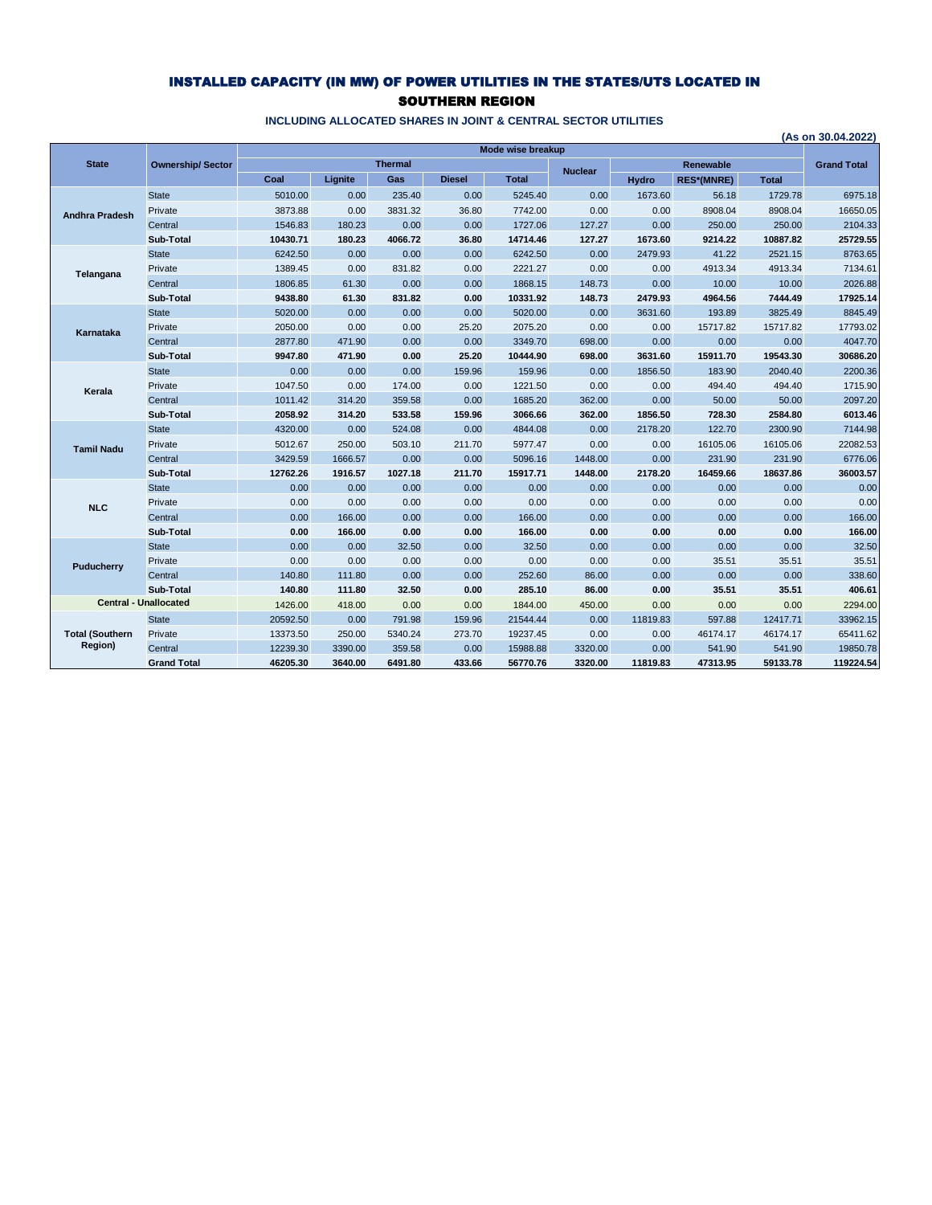# INSTALLED CAPACITY (IN MW) OF POWER UTILITIES IN THE STATES/UTS LOCATED IN SOUTHERN REGION

### INCLUDING ALLOCATED SHARES IN JOINT & CENTRAL SECTOR UTILITIES

**(As on 30.04.2022)**

| State | Ownership/ Sector | Mode wise breakup | | | | | | | | | Grand Total |
|---|---|---|---|---|---|---|---|---|---|---|---|
| | | Thermal | | | | | Nuclear | Renewable | | | |
| | | Coal | Lignite | Gas | Diesel | Total | | Hydro | RES*(MNRE) | Total | |
| Andhra Pradesh | State | 5010.00 | 0.00 | 235.40 | 0.00 | 5245.40 | 0.00 | 1673.60 | 56.18 | 1729.78 | 6975.18 |
| | Private | 3873.88 | 0.00 | 3831.32 | 36.80 | 7742.00 | 0.00 | 0.00 | 8908.04 | 8908.04 | 16650.05 |
| | Central | 1546.83 | 180.23 | 0.00 | 0.00 | 1727.06 | 127.27 | 0.00 | 250.00 | 250.00 | 2104.33 |
| | **Sub-Total** | **10430.71** | **180.23** | **4066.72** | **36.80** | **14714.46** | **127.27** | **1673.60** | **9214.22** | **10887.82** | **25729.55** |
| Telangana | State | 6242.50 | 0.00 | 0.00 | 0.00 | 6242.50 | 0.00 | 2479.93 | 41.22 | 2521.15 | 8763.65 |
| | Private | 1389.45 | 0.00 | 831.82 | 0.00 | 2221.27 | 0.00 | 0.00 | 4913.34 | 4913.34 | 7134.61 |
| | Central | 1806.85 | 61.30 | 0.00 | 0.00 | 1868.15 | 148.73 | 0.00 | 10.00 | 10.00 | 2026.88 |
| | **Sub-Total** | **9438.80** | **61.30** | **831.82** | **0.00** | **10331.92** | **148.73** | **2479.93** | **4964.56** | **7444.49** | **17925.14** |
| Karnataka | State | 5020.00 | 0.00 | 0.00 | 0.00 | 5020.00 | 0.00 | 3631.60 | 193.89 | 3825.49 | 8845.49 |
| | Private | 2050.00 | 0.00 | 0.00 | 25.20 | 2075.20 | 0.00 | 0.00 | 15717.82 | 15717.82 | 17793.02 |
| | Central | 2877.80 | 471.90 | 0.00 | 0.00 | 3349.70 | 698.00 | 0.00 | 0.00 | 0.00 | 4047.70 |
| | **Sub-Total** | **9947.80** | **471.90** | **0.00** | **25.20** | **10444.90** | **698.00** | **3631.60** | **15911.70** | **19543.30** | **30686.20** |
| Kerala | State | 0.00 | 0.00 | 0.00 | 159.96 | 159.96 | 0.00 | 1856.50 | 183.90 | 2040.40 | 2200.36 |
| | Private | 1047.50 | 0.00 | 174.00 | 0.00 | 1221.50 | 0.00 | 0.00 | 494.40 | 494.40 | 1715.90 |
| | Central | 1011.42 | 314.20 | 359.58 | 0.00 | 1685.20 | 362.00 | 0.00 | 50.00 | 50.00 | 2097.20 |
| | **Sub-Total** | **2058.92** | **314.20** | **533.58** | **159.96** | **3066.66** | **362.00** | **1856.50** | **728.30** | **2584.80** | **6013.46** |
| Tamil Nadu | State | 4320.00 | 0.00 | 524.08 | 0.00 | 4844.08 | 0.00 | 2178.20 | 122.70 | 2300.90 | 7144.98 |
| | Private | 5012.67 | 250.00 | 503.10 | 211.70 | 5977.47 | 0.00 | 0.00 | 16105.06 | 16105.06 | 22082.53 |
| | Central | 3429.59 | 1666.57 | 0.00 | 0.00 | 5096.16 | 1448.00 | 0.00 | 231.90 | 231.90 | 6776.06 |
| | **Sub-Total** | **12762.26** | **1916.57** | **1027.18** | **211.70** | **15917.71** | **1448.00** | **2178.20** | **16459.66** | **18637.86** | **36003.57** |
| NLC | State | 0.00 | 0.00 | 0.00 | 0.00 | 0.00 | 0.00 | 0.00 | 0.00 | 0.00 | 0.00 |
| | Private | 0.00 | 0.00 | 0.00 | 0.00 | 0.00 | 0.00 | 0.00 | 0.00 | 0.00 | 0.00 |
| | Central | 0.00 | 166.00 | 0.00 | 0.00 | 166.00 | 0.00 | 0.00 | 0.00 | 0.00 | 166.00 |
| | **Sub-Total** | **0.00** | **166.00** | **0.00** | **0.00** | **166.00** | **0.00** | **0.00** | **0.00** | **0.00** | **166.00** |
| Puducherry | State | 0.00 | 0.00 | 32.50 | 0.00 | 32.50 | 0.00 | 0.00 | 0.00 | 0.00 | 32.50 |
| | Private | 0.00 | 0.00 | 0.00 | 0.00 | 0.00 | 0.00 | 0.00 | 35.51 | 35.51 | 35.51 |
| | Central | 140.80 | 111.80 | 0.00 | 0.00 | 252.60 | 86.00 | 0.00 | 0.00 | 0.00 | 338.60 |
| | **Sub-Total** | **140.80** | **111.80** | **32.50** | **0.00** | **285.10** | **86.00** | **0.00** | **35.51** | **35.51** | **406.61** |
| Central - Unallocated | | 1426.00 | 418.00 | 0.00 | 0.00 | 1844.00 | 450.00 | 0.00 | 0.00 | 0.00 | 2294.00 |
| Total (Southern Region) | State | 20592.50 | 0.00 | 791.98 | 159.96 | 21544.44 | 0.00 | 11819.83 | 597.88 | 12417.71 | 33962.15 |
| | Private | 13373.50 | 250.00 | 5340.24 | 273.70 | 19237.45 | 0.00 | 0.00 | 46174.17 | 46174.17 | 65411.62 |
| | Central | 12239.30 | 3390.00 | 359.58 | 0.00 | 15988.88 | 3320.00 | 0.00 | 541.90 | 541.90 | 19850.78 |
| | **Grand Total** | **46205.30** | **3640.00** | **6491.80** | **433.66** | **56770.76** | **3320.00** | **11819.83** | **47313.95** | **59133.78** | **119224.54** |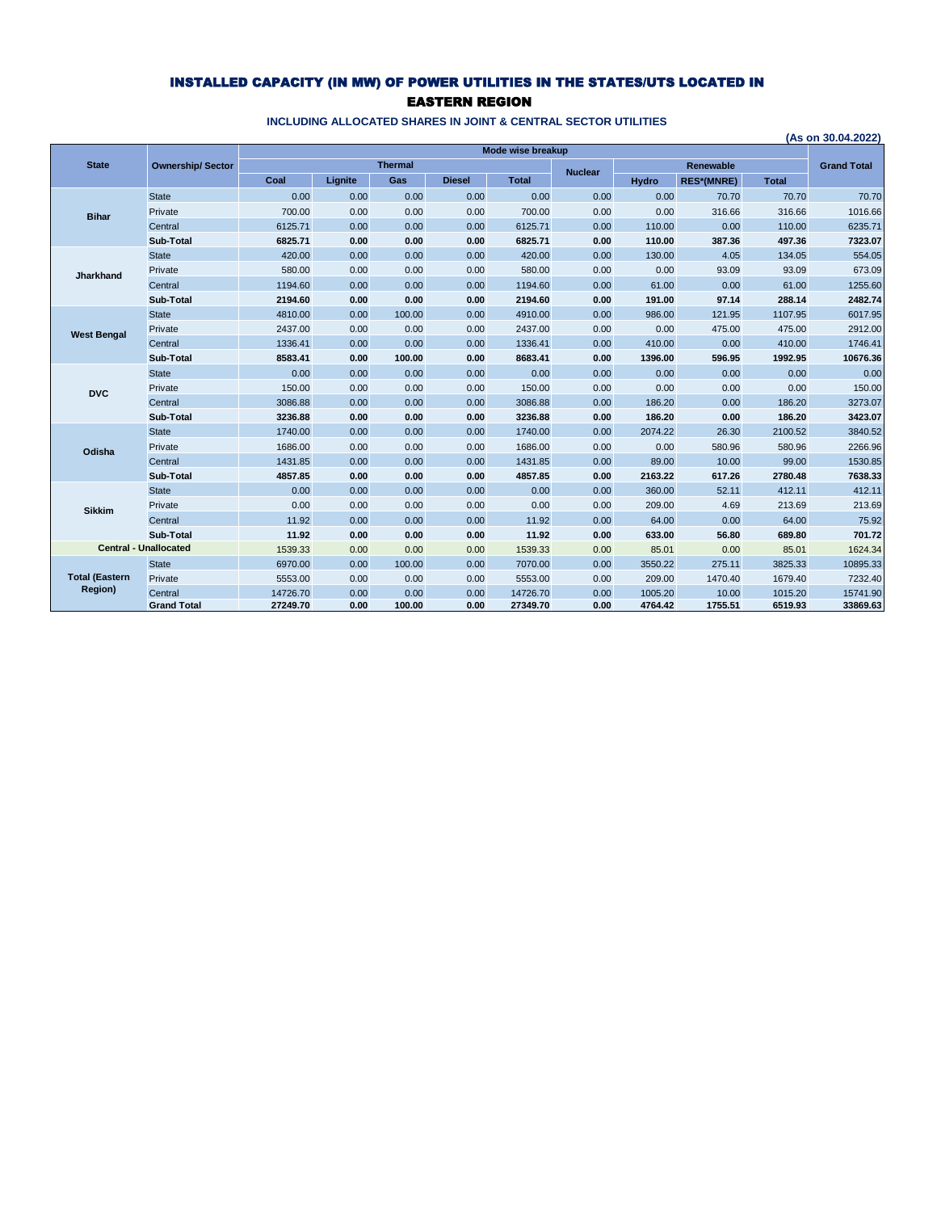# INSTALLED CAPACITY (IN MW) OF POWER UTILITIES IN THE STATES/UTS LOCATED IN EASTERN REGION

### INCLUDING ALLOCATED SHARES IN JOINT & CENTRAL SECTOR UTILITIES

**(As on 30.04.2022)**

| State | Ownership/ Sector | Mode wise breakup | | | | | | | | | Grand Total |
|---|---|---|---|---|---|---|---|---|---|---|---|
| | | Thermal | | | | | Nuclear | Renewable | | | |
| | | Coal | Lignite | Gas | Diesel | Total | | Hydro | RES*(MNRE) | Total | |
| Bihar | State | 0.00 | 0.00 | 0.00 | 0.00 | 0.00 | 0.00 | 0.00 | 70.70 | 70.70 | 70.70 |
| | Private | 700.00 | 0.00 | 0.00 | 0.00 | 700.00 | 0.00 | 0.00 | 316.66 | 316.66 | 1016.66 |
| | Central | 6125.71 | 0.00 | 0.00 | 0.00 | 6125.71 | 0.00 | 110.00 | 0.00 | 110.00 | 6235.71 |
| | **Sub-Total** | **6825.71** | **0.00** | **0.00** | **0.00** | **6825.71** | **0.00** | **110.00** | **387.36** | **497.36** | **7323.07** |
| Jharkhand | State | 420.00 | 0.00 | 0.00 | 0.00 | 420.00 | 0.00 | 130.00 | 4.05 | 134.05 | 554.05 |
| | Private | 580.00 | 0.00 | 0.00 | 0.00 | 580.00 | 0.00 | 0.00 | 93.09 | 93.09 | 673.09 |
| | Central | 1194.60 | 0.00 | 0.00 | 0.00 | 1194.60 | 0.00 | 61.00 | 0.00 | 61.00 | 1255.60 |
| | **Sub-Total** | **2194.60** | **0.00** | **0.00** | **0.00** | **2194.60** | **0.00** | **191.00** | **97.14** | **288.14** | **2482.74** |
| West Bengal | State | 4810.00 | 0.00 | 100.00 | 0.00 | 4910.00 | 0.00 | 986.00 | 121.95 | 1107.95 | 6017.95 |
| | Private | 2437.00 | 0.00 | 0.00 | 0.00 | 2437.00 | 0.00 | 0.00 | 475.00 | 475.00 | 2912.00 |
| | Central | 1336.41 | 0.00 | 0.00 | 0.00 | 1336.41 | 0.00 | 410.00 | 0.00 | 410.00 | 1746.41 |
| | **Sub-Total** | **8583.41** | **0.00** | **100.00** | **0.00** | **8683.41** | **0.00** | **1396.00** | **596.95** | **1992.95** | **10676.36** |
| DVC | State | 0.00 | 0.00 | 0.00 | 0.00 | 0.00 | 0.00 | 0.00 | 0.00 | 0.00 | 0.00 |
| | Private | 150.00 | 0.00 | 0.00 | 0.00 | 150.00 | 0.00 | 0.00 | 0.00 | 0.00 | 150.00 |
| | Central | 3086.88 | 0.00 | 0.00 | 0.00 | 3086.88 | 0.00 | 186.20 | 0.00 | 186.20 | 3273.07 |
| | **Sub-Total** | **3236.88** | **0.00** | **0.00** | **0.00** | **3236.88** | **0.00** | **186.20** | **0.00** | **186.20** | **3423.07** |
| Odisha | State | 1740.00 | 0.00 | 0.00 | 0.00 | 1740.00 | 0.00 | 2074.22 | 26.30 | 2100.52 | 3840.52 |
| | Private | 1686.00 | 0.00 | 0.00 | 0.00 | 1686.00 | 0.00 | 0.00 | 580.96 | 580.96 | 2266.96 |
| | Central | 1431.85 | 0.00 | 0.00 | 0.00 | 1431.85 | 0.00 | 89.00 | 10.00 | 99.00 | 1530.85 |
| | **Sub-Total** | **4857.85** | **0.00** | **0.00** | **0.00** | **4857.85** | **0.00** | **2163.22** | **617.26** | **2780.48** | **7638.33** |
| Sikkim | State | 0.00 | 0.00 | 0.00 | 0.00 | 0.00 | 0.00 | 360.00 | 52.11 | 412.11 | 412.11 |
| | Private | 0.00 | 0.00 | 0.00 | 0.00 | 0.00 | 0.00 | 209.00 | 4.69 | 213.69 | 213.69 |
| | Central | 11.92 | 0.00 | 0.00 | 0.00 | 11.92 | 0.00 | 64.00 | 0.00 | 64.00 | 75.92 |
| | **Sub-Total** | **11.92** | **0.00** | **0.00** | **0.00** | **11.92** | **0.00** | **633.00** | **56.80** | **689.80** | **701.72** |
| Central - Unallocated | | 1539.33 | 0.00 | 0.00 | 0.00 | 1539.33 | 0.00 | 85.01 | 0.00 | 85.01 | 1624.34 |
| Total (Eastern Region) | State | 6970.00 | 0.00 | 100.00 | 0.00 | 7070.00 | 0.00 | 3550.22 | 275.11 | 3825.33 | 10895.33 |
| | Private | 5553.00 | 0.00 | 0.00 | 0.00 | 5553.00 | 0.00 | 209.00 | 1470.40 | 1679.40 | 7232.40 |
| | Central | 14726.70 | 0.00 | 0.00 | 0.00 | 14726.70 | 0.00 | 1005.20 | 10.00 | 1015.20 | 15741.90 |
| | **Grand Total** | **27249.70** | **0.00** | **100.00** | **0.00** | **27349.70** | **0.00** | **4764.42** | **1755.51** | **6519.93** | **33869.63** |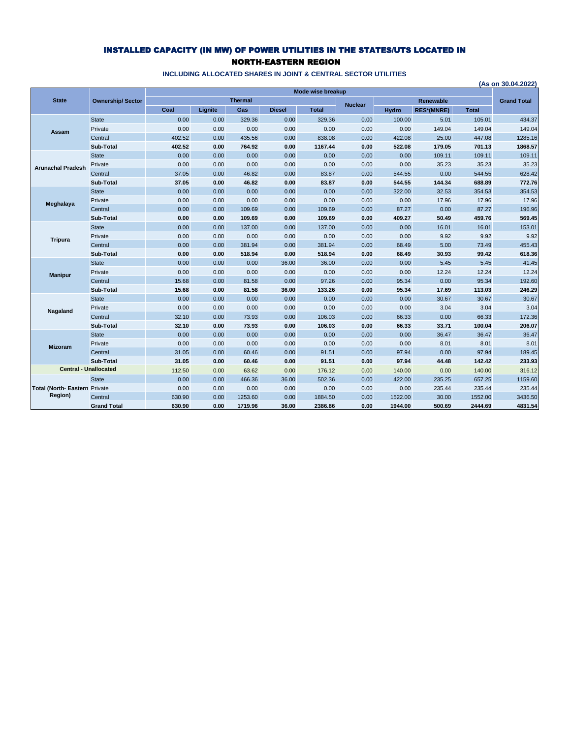# INSTALLED CAPACITY (IN MW) OF POWER UTILITIES IN THE STATES/UTS LOCATED IN NORTH-EASTERN REGION

### INCLUDING ALLOCATED SHARES IN JOINT & CENTRAL SECTOR UTILITIES

**(As on 30.04.2022)**

| State | Ownership/ Sector | Mode wise breakup | | | | | | | | | Grand Total |
|---|---|---|---|---|---|---|---|---|---|---|---|
| | | Thermal | | | | | Nuclear | Renewable | | | |
| | | Coal | Lignite | Gas | Diesel | Total | | Hydro | RES*(MNRE) | Total | |
| Assam | State | 0.00 | 0.00 | 329.36 | 0.00 | 329.36 | 0.00 | 100.00 | 5.01 | 105.01 | 434.37 |
| | Private | 0.00 | 0.00 | 0.00 | 0.00 | 0.00 | 0.00 | 0.00 | 149.04 | 149.04 | 149.04 |
| | Central | 402.52 | 0.00 | 435.56 | 0.00 | 838.08 | 0.00 | 422.08 | 25.00 | 447.08 | 1285.16 |
| | **Sub-Total** | **402.52** | **0.00** | **764.92** | **0.00** | **1167.44** | **0.00** | **522.08** | **179.05** | **701.13** | **1868.57** |
| Arunachal Pradesh | State | 0.00 | 0.00 | 0.00 | 0.00 | 0.00 | 0.00 | 0.00 | 109.11 | 109.11 | 109.11 |
| | Private | 0.00 | 0.00 | 0.00 | 0.00 | 0.00 | 0.00 | 0.00 | 35.23 | 35.23 | 35.23 |
| | Central | 37.05 | 0.00 | 46.82 | 0.00 | 83.87 | 0.00 | 544.55 | 0.00 | 544.55 | 628.42 |
| | **Sub-Total** | **37.05** | **0.00** | **46.82** | **0.00** | **83.87** | **0.00** | **544.55** | **144.34** | **688.89** | **772.76** |
| Meghalaya | State | 0.00 | 0.00 | 0.00 | 0.00 | 0.00 | 0.00 | 322.00 | 32.53 | 354.53 | 354.53 |
| | Private | 0.00 | 0.00 | 0.00 | 0.00 | 0.00 | 0.00 | 0.00 | 17.96 | 17.96 | 17.96 |
| | Central | 0.00 | 0.00 | 109.69 | 0.00 | 109.69 | 0.00 | 87.27 | 0.00 | 87.27 | 196.96 |
| | **Sub-Total** | **0.00** | **0.00** | **109.69** | **0.00** | **109.69** | **0.00** | **409.27** | **50.49** | **459.76** | **569.45** |
| Tripura | State | 0.00 | 0.00 | 137.00 | 0.00 | 137.00 | 0.00 | 0.00 | 16.01 | 16.01 | 153.01 |
| | Private | 0.00 | 0.00 | 0.00 | 0.00 | 0.00 | 0.00 | 0.00 | 9.92 | 9.92 | 9.92 |
| | Central | 0.00 | 0.00 | 381.94 | 0.00 | 381.94 | 0.00 | 68.49 | 5.00 | 73.49 | 455.43 |
| | **Sub-Total** | **0.00** | **0.00** | **518.94** | **0.00** | **518.94** | **0.00** | **68.49** | **30.93** | **99.42** | **618.36** |
| Manipur | State | 0.00 | 0.00 | 0.00 | 36.00 | 36.00 | 0.00 | 0.00 | 5.45 | 5.45 | 41.45 |
| | Private | 0.00 | 0.00 | 0.00 | 0.00 | 0.00 | 0.00 | 0.00 | 12.24 | 12.24 | 12.24 |
| | Central | 15.68 | 0.00 | 81.58 | 0.00 | 97.26 | 0.00 | 95.34 | 0.00 | 95.34 | 192.60 |
| | **Sub-Total** | **15.68** | **0.00** | **81.58** | **36.00** | **133.26** | **0.00** | **95.34** | **17.69** | **113.03** | **246.29** |
| Nagaland | State | 0.00 | 0.00 | 0.00 | 0.00 | 0.00 | 0.00 | 0.00 | 30.67 | 30.67 | 30.67 |
| | Private | 0.00 | 0.00 | 0.00 | 0.00 | 0.00 | 0.00 | 0.00 | 3.04 | 3.04 | 3.04 |
| | Central | 32.10 | 0.00 | 73.93 | 0.00 | 106.03 | 0.00 | 66.33 | 0.00 | 66.33 | 172.36 |
| | **Sub-Total** | **32.10** | **0.00** | **73.93** | **0.00** | **106.03** | **0.00** | **66.33** | **33.71** | **100.04** | **206.07** |
| Mizoram | State | 0.00 | 0.00 | 0.00 | 0.00 | 0.00 | 0.00 | 0.00 | 36.47 | 36.47 | 36.47 |
| | Private | 0.00 | 0.00 | 0.00 | 0.00 | 0.00 | 0.00 | 0.00 | 8.01 | 8.01 | 8.01 |
| | Central | 31.05 | 0.00 | 60.46 | 0.00 | 91.51 | 0.00 | 97.94 | 0.00 | 97.94 | 189.45 |
| | **Sub-Total** | **31.05** | **0.00** | **60.46** | **0.00** | **91.51** | **0.00** | **97.94** | **44.48** | **142.42** | **233.93** |
| **Central - Unallocated** | | 112.50 | 0.00 | 63.62 | 0.00 | 176.12 | 0.00 | 140.00 | 0.00 | 140.00 | 316.12 |
| Total (North- Eastern Region) | State | 0.00 | 0.00 | 466.36 | 36.00 | 502.36 | 0.00 | 422.00 | 235.25 | 657.25 | 1159.60 |
| | Private | 0.00 | 0.00 | 0.00 | 0.00 | 0.00 | 0.00 | 0.00 | 235.44 | 235.44 | 235.44 |
| | Central | 630.90 | 0.00 | 1253.60 | 0.00 | 1884.50 | 0.00 | 1522.00 | 30.00 | 1552.00 | 3436.50 |
| | **Grand Total** | **630.90** | **0.00** | **1719.96** | **36.00** | **2386.86** | **0.00** | **1944.00** | **500.69** | **2444.69** | **4831.54** |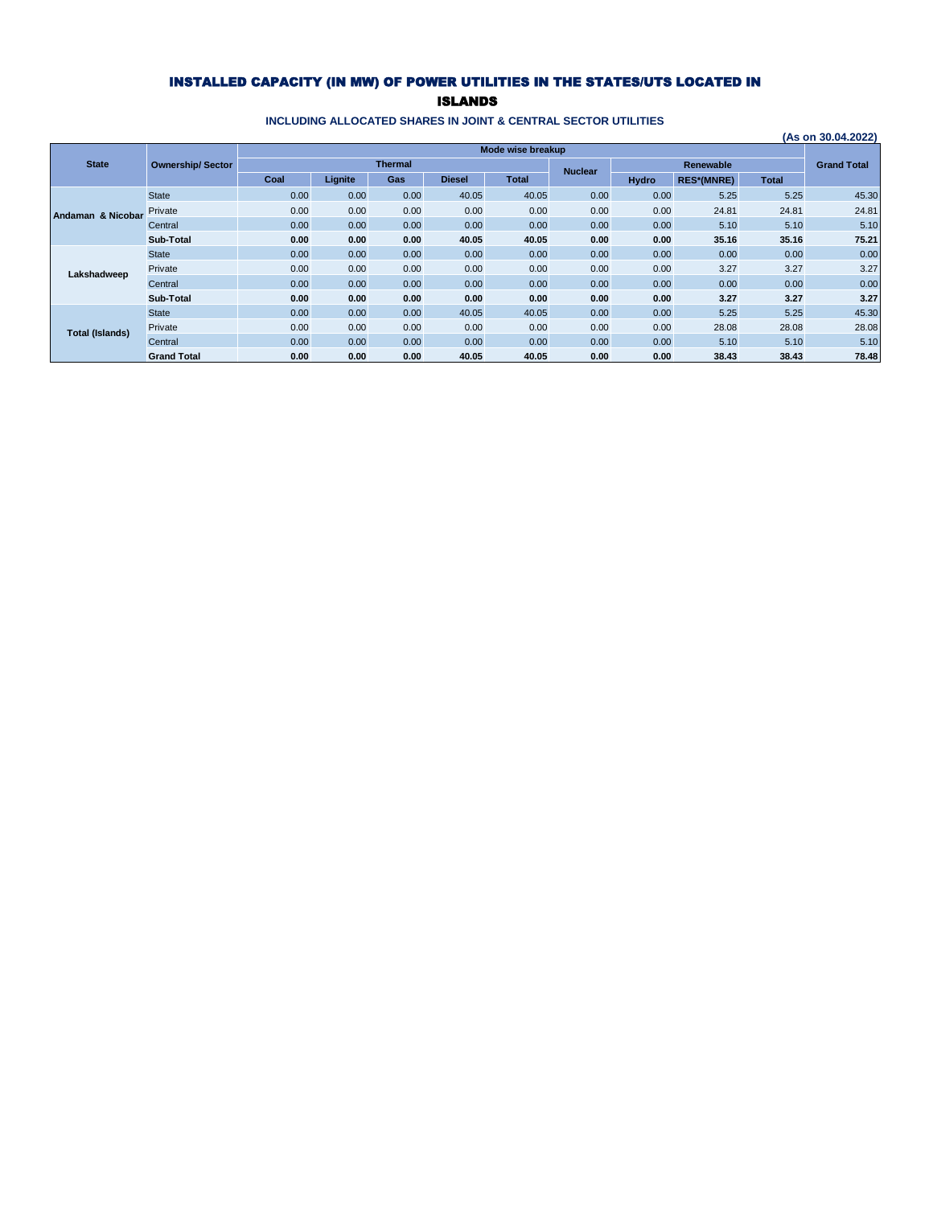# INSTALLED CAPACITY (IN MW) OF POWER UTILITIES IN THE STATES/UTS LOCATED IN ISLANDS

### INCLUDING ALLOCATED SHARES IN JOINT & CENTRAL SECTOR UTILITIES

**(As on 30.04.2022)**

| State | Ownership/ Sector | Mode wise breakup | | | | | | | | | Grand Total |
|---|---|---|---|---|---|---|---|---|---|---|---|
| | | Thermal | | | | | Nuclear | Renewable | | | |
| | | Coal | Lignite | Gas | Diesel | Total | | Hydro | RES*(MNRE) | Total | |
| Andaman & Nicobar | State | 0.00 | 0.00 | 0.00 | 40.05 | 40.05 | 0.00 | 0.00 | 5.25 | 5.25 | 45.30 |
| | Private | 0.00 | 0.00 | 0.00 | 0.00 | 0.00 | 0.00 | 0.00 | 24.81 | 24.81 | 24.81 |
| | Central | 0.00 | 0.00 | 0.00 | 0.00 | 0.00 | 0.00 | 0.00 | 5.10 | 5.10 | 5.10 |
| | **Sub-Total** | **0.00** | **0.00** | **0.00** | **40.05** | **40.05** | **0.00** | **0.00** | **35.16** | **35.16** | **75.21** |
| Lakshadweep | State | 0.00 | 0.00 | 0.00 | 0.00 | 0.00 | 0.00 | 0.00 | 0.00 | 0.00 | 0.00 |
| | Private | 0.00 | 0.00 | 0.00 | 0.00 | 0.00 | 0.00 | 0.00 | 3.27 | 3.27 | 3.27 |
| | Central | 0.00 | 0.00 | 0.00 | 0.00 | 0.00 | 0.00 | 0.00 | 0.00 | 0.00 | 0.00 |
| | **Sub-Total** | **0.00** | **0.00** | **0.00** | **0.00** | **0.00** | **0.00** | **0.00** | **3.27** | **3.27** | **3.27** |
| Total (Islands) | State | 0.00 | 0.00 | 0.00 | 40.05 | 40.05 | 0.00 | 0.00 | 5.25 | 5.25 | 45.30 |
| | Private | 0.00 | 0.00 | 0.00 | 0.00 | 0.00 | 0.00 | 0.00 | 28.08 | 28.08 | 28.08 |
| | Central | 0.00 | 0.00 | 0.00 | 0.00 | 0.00 | 0.00 | 0.00 | 5.10 | 5.10 | 5.10 |
| | **Grand Total** | **0.00** | **0.00** | **0.00** | **40.05** | **40.05** | **0.00** | **0.00** | **38.43** | **38.43** | **78.48** |